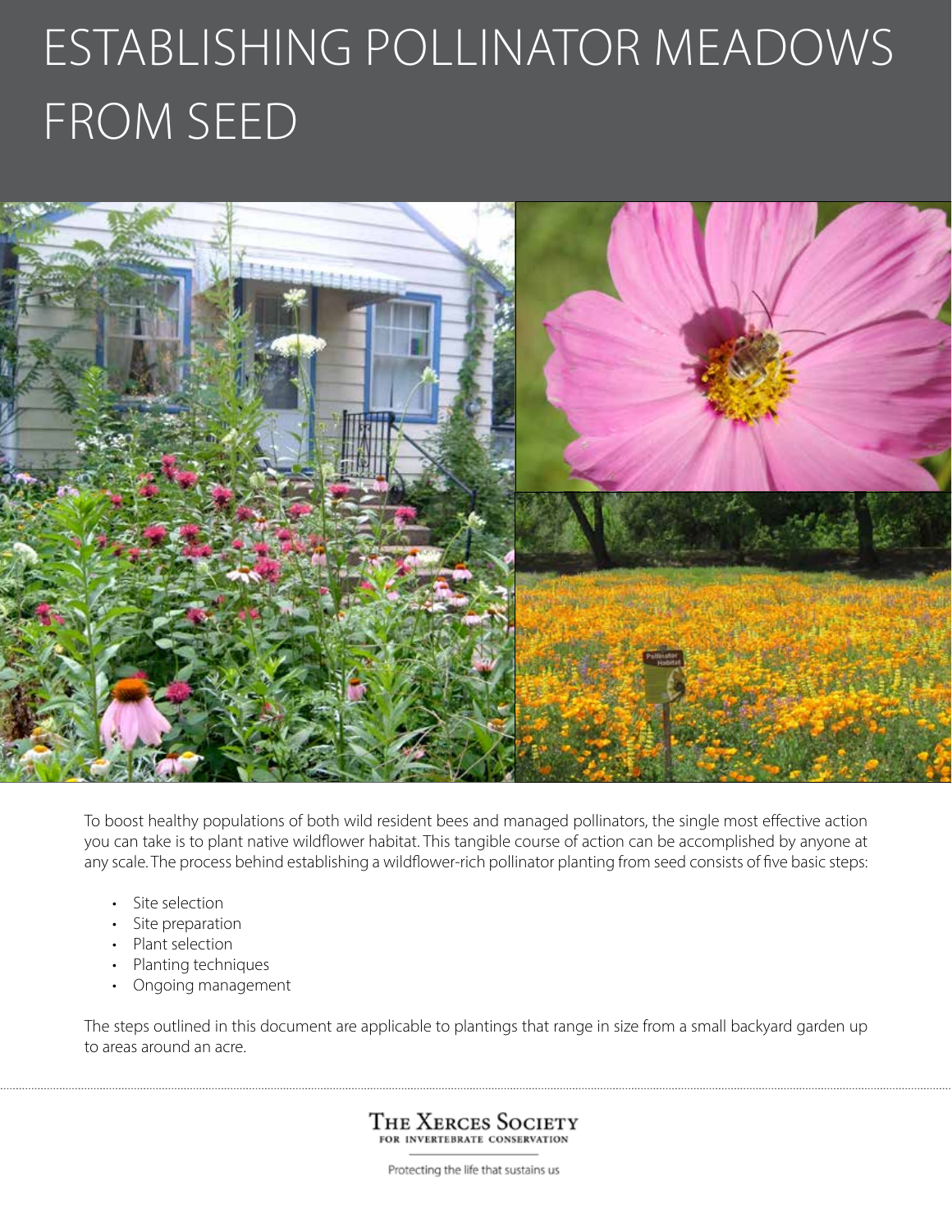# ESTABLISHING POLLINATOR MEADOWS FROM SEED

To boost healthy populations of both wild resident bees and managed pollinators, the single most effective action you can take is to plant native wildflower habitat. This tangible course of action can be accomplished by anyone at any scale. The process behind establishing a wildflower-rich pollinator planting from seed consists of five basic steps:

- Site selection
- Site preparation
- Plant selection
- Planting techniques
- Ongoing management

The steps outlined in this document are applicable to plantings that range in size from a small backyard garden up to areas around an acre.

The Xerces Society for Invertebrate Conservation

Protecting the life that sustains us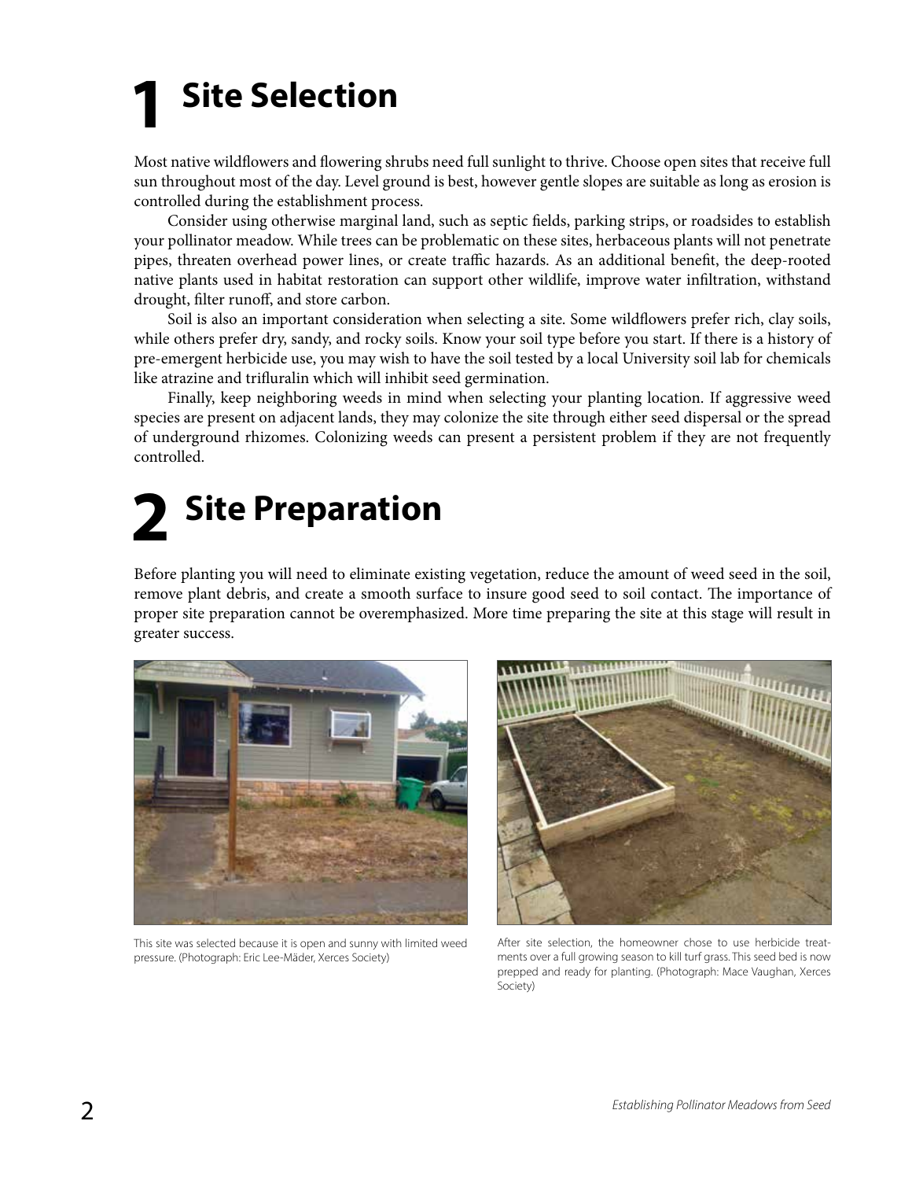# 1 Site Selection

Most native wildflowers and flowering shrubs need full sunlight to thrive. Choose open sites that receive full sun throughout most of the day. Level ground is best, however gentle slopes are suitable as long as erosion is controlled during the establishment process.

Consider using otherwise marginal land, such as septic fields, parking strips, or roadsides to establish your pollinator meadow. While trees can be problematic on these sites, herbaceous plants will not penetrate pipes, threaten overhead power lines, or create traffic hazards. As an additional benefit, the deep-rooted native plants used in habitat restoration can support other wildlife, improve water infiltration, withstand drought, filter runoff, and store carbon.

Soil is also an important consideration when selecting a site. Some wildflowers prefer rich, clay soils, while others prefer dry, sandy, and rocky soils. Know your soil type before you start. If there is a history of pre-emergent herbicide use, you may wish to have the soil tested by a local University soil lab for chemicals like atrazine and trifluralin which will inhibit seed germination.

Finally, keep neighboring weeds in mind when selecting your planting location. If aggressive weed species are present on adjacent lands, they may colonize the site through either seed dispersal or the spread of underground rhizomes. Colonizing weeds can present a persistent problem if they are not frequently controlled.

# 2 Site Preparation

Before planting you will need to eliminate existing vegetation, reduce the amount of weed seed in the soil, remove plant debris, and create a smooth surface to insure good seed to soil contact. The importance of proper site preparation cannot be overemphasized. More time preparing the site at this stage will result in greater success.

This site was selected because it is open and sunny with limited weed pressure. (Photograph: Eric Lee-Mäder, Xerces Society)

After site selection, the homeowner chose to use herbicide treatments over a full growing season to kill turf grass. This seed bed is now prepped and ready for planting. (Photograph: Mace Vaughan, Xerces Society)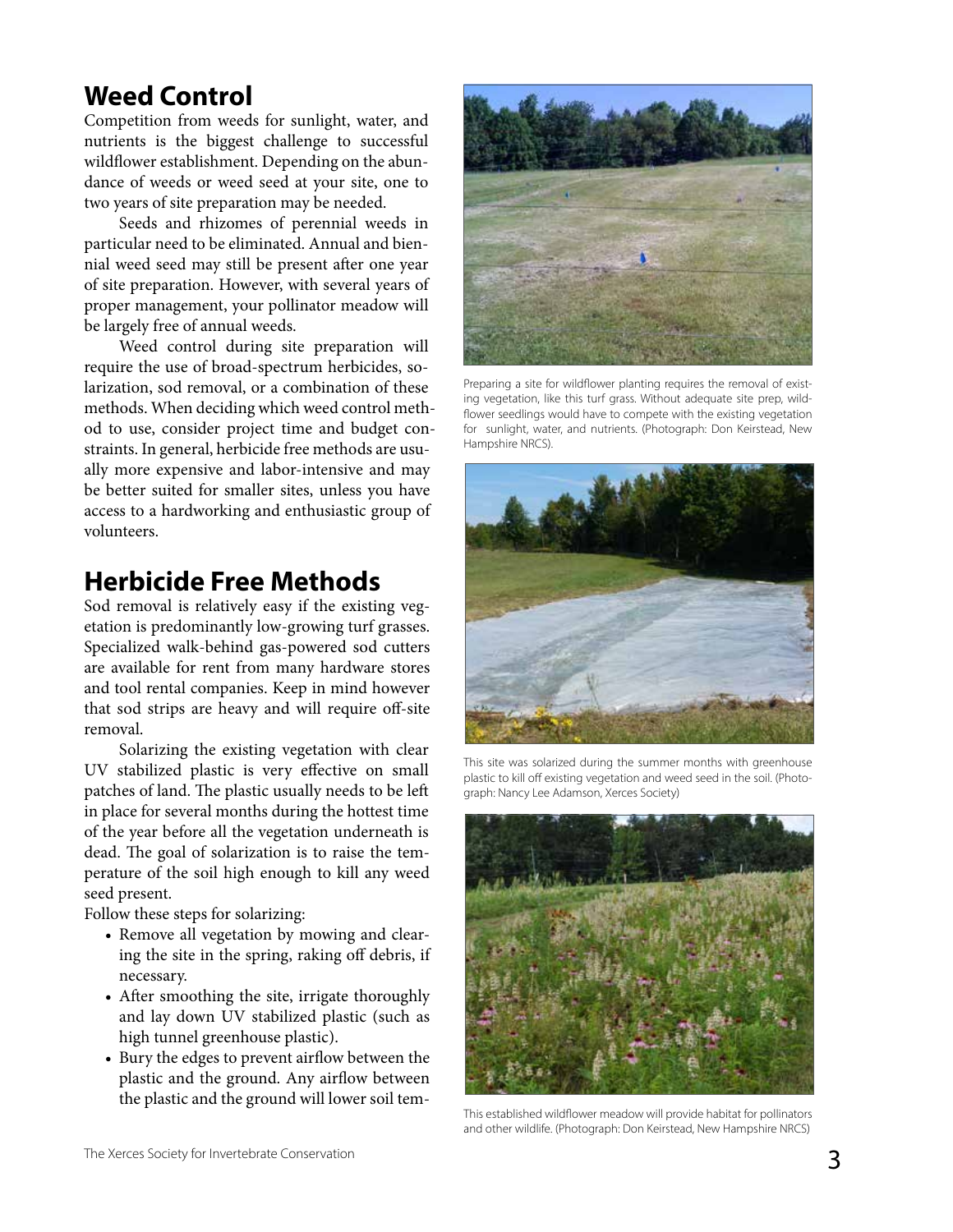## Weed Control

Competition from weeds for sunlight, water, and nutrients is the biggest challenge to successful wildflower establishment. Depending on the abundance of weeds or weed seed at your site, one to two years of site preparation may be needed.

Seeds and rhizomes of perennial weeds in particular need to be eliminated. Annual and biennial weed seed may still be present after one year of site preparation. However, with several years of proper management, your pollinator meadow will be largely free of annual weeds.

Weed control during site preparation will require the use of broad-spectrum herbicides, solarization, sod removal, or a combination of these methods. When deciding which weed control method to use, consider project time and budget constraints. In general, herbicide free methods are usually more expensive and labor-intensive and may be better suited for smaller sites, unless you have access to a hardworking and enthusiastic group of volunteers.

## Herbicide Free Methods

Sod removal is relatively easy if the existing vegetation is predominantly low-growing turf grasses. Specialized walk-behind gas-powered sod cutters are available for rent from many hardware stores and tool rental companies. Keep in mind however that sod strips are heavy and will require off-site removal.

Solarizing the existing vegetation with clear UV stabilized plastic is very effective on small patches of land. The plastic usually needs to be left in place for several months during the hottest time of the year before all the vegetation underneath is dead. The goal of solarization is to raise the temperature of the soil high enough to kill any weed seed present.

Follow these steps for solarizing:

- Remove all vegetation by mowing and clearing the site in the spring, raking off debris, if necessary.
- After smoothing the site, irrigate thoroughly and lay down UV stabilized plastic (such as high tunnel greenhouse plastic).
- Bury the edges to prevent airflow between the plastic and the ground. Any airflow between the plastic and the ground will lower soil tem-

Preparing a site for wildflower planting requires the removal of existing vegetation, like this turf grass. Without adequate site prep, wildflower seedlings would have to compete with the existing vegetation for sunlight, water, and nutrients. (Photograph: Don Keirstead, New Hampshire NRCS).

This site was solarized during the summer months with greenhouse plastic to kill off existing vegetation and weed seed in the soil. (Photograph: Nancy Lee Adamson, Xerces Society)

This established wildflower meadow will provide habitat for pollinators and other wildlife. (Photograph: Don Keirstead, New Hampshire NRCS)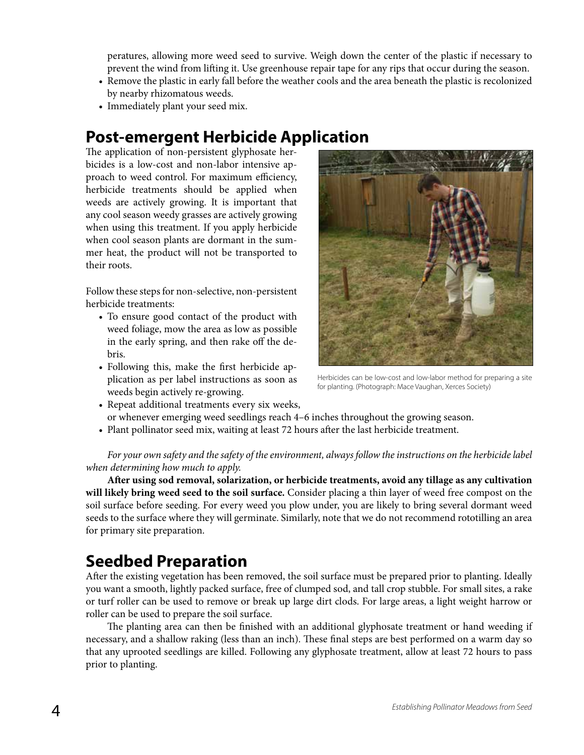peratures, allowing more weed seed to survive. Weigh down the center of the plastic if necessary to prevent the wind from lifting it. Use greenhouse repair tape for any rips that occur during the season.

- Remove the plastic in early fall before the weather cools and the area beneath the plastic is recolonized by nearby rhizomatous weeds.
- Immediately plant your seed mix.

## Post-emergent Herbicide Application

The application of non-persistent glyphosate herbicides is a low-cost and non-labor intensive approach to weed control. For maximum efficiency, herbicide treatments should be applied when weeds are actively growing. It is important that any cool season weedy grasses are actively growing when using this treatment. If you apply herbicide when cool season plants are dormant in the summer heat, the product will not be transported to their roots.

Follow these steps for non-selective, non-persistent herbicide treatments:

- To ensure good contact of the product with weed foliage, mow the area as low as possible in the early spring, and then rake off the debris.
- Following this, make the first herbicide application as per label instructions as soon as weeds begin actively re-growing.
- Repeat additional treatments every six weeks, or whenever emerging weed seedlings reach 4–6 inches throughout the growing season.
- Plant pollinator seed mix, waiting at least 72 hours after the last herbicide treatment.

Herbicides can be low-cost and low-labor method for preparing a site for planting. (Photograph: Mace Vaughan, Xerces Society)

*For your own safety and the safety of the environment, always follow the instructions on the herbicide label when determining how much to apply.*

**After using sod removal, solarization, or herbicide treatments, avoid any tillage as any cultivation will likely bring weed seed to the soil surface.** Consider placing a thin layer of weed free compost on the soil surface before seeding. For every weed you plow under, you are likely to bring several dormant weed seeds to the surface where they will germinate. Similarly, note that we do not recommend rototilling an area for primary site preparation.

## Seedbed Preparation

After the existing vegetation has been removed, the soil surface must be prepared prior to planting. Ideally you want a smooth, lightly packed surface, free of clumped sod, and tall crop stubble. For small sites, a rake or turf roller can be used to remove or break up large dirt clods. For large areas, a light weight harrow or roller can be used to prepare the soil surface.

The planting area can then be finished with an additional glyphosate treatment or hand weeding if necessary, and a shallow raking (less than an inch). These final steps are best performed on a warm day so that any uprooted seedlings are killed. Following any glyphosate treatment, allow at least 72 hours to pass prior to planting.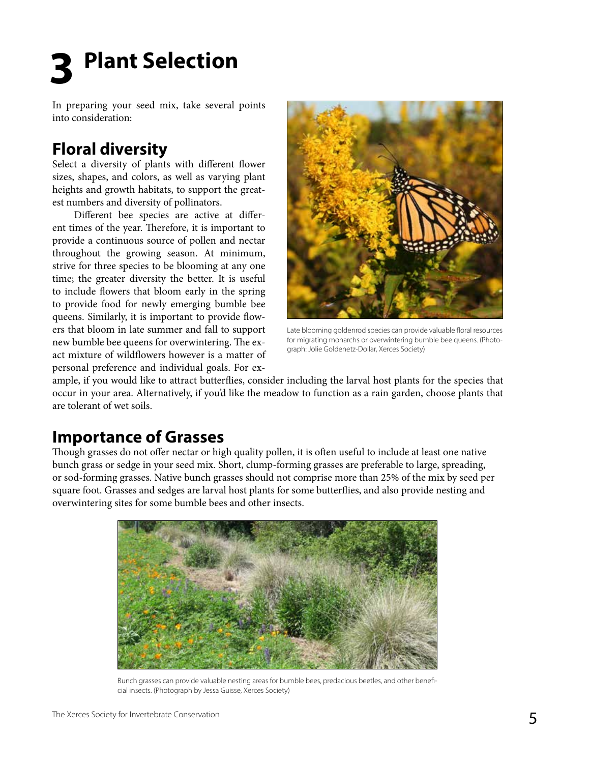# 3 Plant Selection

In preparing your seed mix, take several points into consideration:

## Floral diversity

Select a diversity of plants with different flower sizes, shapes, and colors, as well as varying plant heights and growth habitats, to support the greatest numbers and diversity of pollinators.

Different bee species are active at different times of the year. Therefore, it is important to provide a continuous source of pollen and nectar throughout the growing season. At minimum, strive for three species to be blooming at any one time; the greater diversity the better. It is useful to include flowers that bloom early in the spring to provide food for newly emerging bumble bee queens. Similarly, it is important to provide flowers that bloom in late summer and fall to support new bumble bee queens for overwintering. The exact mixture of wildflowers however is a matter of personal preference and individual goals. For example, if you would like to attract butterflies, consider including the larval host plants for the species that occur in your area. Alternatively, if you'd like the meadow to function as a rain garden, choose plants that are tolerant of wet soils.

Late blooming goldenrod species can provide valuable floral resources for migrating monarchs or overwintering bumble bee queens. (Photograph: Jolie Goldenetz-Dollar, Xerces Society)

## Importance of Grasses

Though grasses do not offer nectar or high quality pollen, it is often useful to include at least one native bunch grass or sedge in your seed mix. Short, clump-forming grasses are preferable to large, spreading, or sod-forming grasses. Native bunch grasses should not comprise more than 25% of the mix by seed per square foot. Grasses and sedges are larval host plants for some butterflies, and also provide nesting and overwintering sites for some bumble bees and other insects.

Bunch grasses can provide valuable nesting areas for bumble bees, predacious beetles, and other beneficial insects. (Photograph by Jessa Guisse, Xerces Society)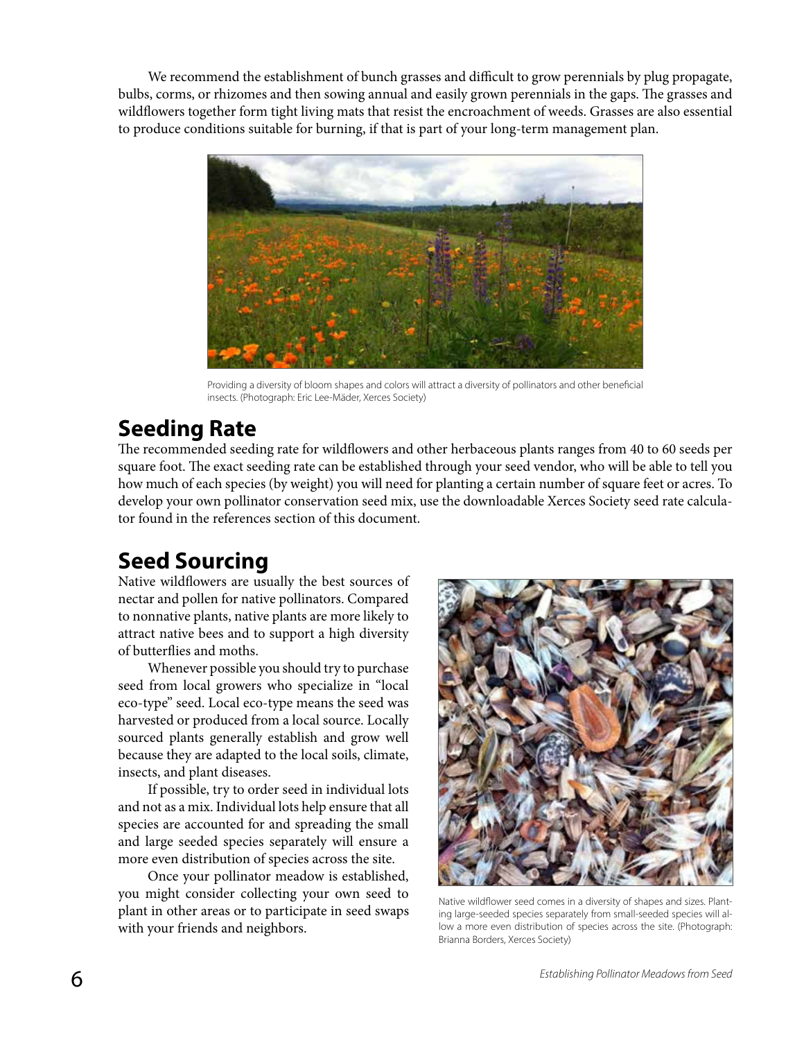We recommend the establishment of bunch grasses and difficult to grow perennials by plug propagate, bulbs, corms, or rhizomes and then sowing annual and easily grown perennials in the gaps. The grasses and wildflowers together form tight living mats that resist the encroachment of weeds. Grasses are also essential to produce conditions suitable for burning, if that is part of your long-term management plan.

Providing a diversity of bloom shapes and colors will attract a diversity of pollinators and other beneficial insects. (Photograph: Eric Lee-Mäder, Xerces Society)

## Seeding Rate

The recommended seeding rate for wildflowers and other herbaceous plants ranges from 40 to 60 seeds per square foot. The exact seeding rate can be established through your seed vendor, who will be able to tell you how much of each species (by weight) you will need for planting a certain number of square feet or acres. To develop your own pollinator conservation seed mix, use the downloadable Xerces Society seed rate calculator found in the references section of this document.

## Seed Sourcing

Native wildflowers are usually the best sources of nectar and pollen for native pollinators. Compared to nonnative plants, native plants are more likely to attract native bees and to support a high diversity of butterflies and moths.

Whenever possible you should try to purchase seed from local growers who specialize in "local eco-type" seed. Local eco-type means the seed was harvested or produced from a local source. Locally sourced plants generally establish and grow well because they are adapted to the local soils, climate, insects, and plant diseases.

If possible, try to order seed in individual lots and not as a mix. Individual lots help ensure that all species are accounted for and spreading the small and large seeded species separately will ensure a more even distribution of species across the site.

Once your pollinator meadow is established, you might consider collecting your own seed to plant in other areas or to participate in seed swaps with your friends and neighbors.

Native wildflower seed comes in a diversity of shapes and sizes. Planting large-seeded species separately from small-seeded species will allow a more even distribution of species across the site. (Photograph: Brianna Borders, Xerces Society)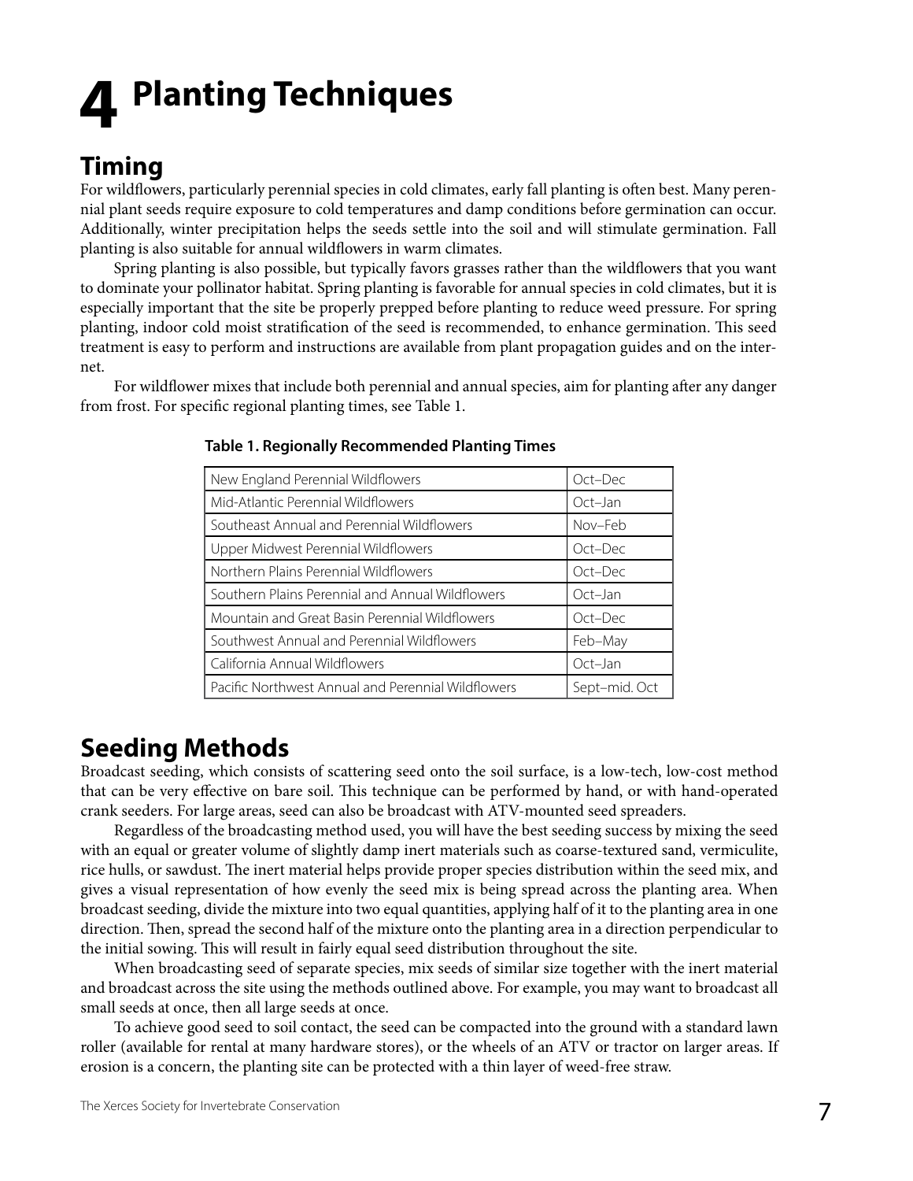# 4 Planting Techniques

## Timing

For wildflowers, particularly perennial species in cold climates, early fall planting is often best. Many perennial plant seeds require exposure to cold temperatures and damp conditions before germination can occur. Additionally, winter precipitation helps the seeds settle into the soil and will stimulate germination. Fall planting is also suitable for annual wildflowers in warm climates.

Spring planting is also possible, but typically favors grasses rather than the wildflowers that you want to dominate your pollinator habitat. Spring planting is favorable for annual species in cold climates, but it is especially important that the site be properly prepped before planting to reduce weed pressure. For spring planting, indoor cold moist stratification of the seed is recommended, to enhance germination. This seed treatment is easy to perform and instructions are available from plant propagation guides and on the internet.

For wildflower mixes that include both perennial and annual species, aim for planting after any danger from frost. For specific regional planting times, see Table 1.

**Table 1. Regionally Recommended Planting Times**

| Region | Planting Time |
|---|---|
| New England Perennial Wildflowers | Oct–Dec |
| Mid-Atlantic Perennial Wildflowers | Oct–Jan |
| Southeast Annual and Perennial Wildflowers | Nov–Feb |
| Upper Midwest Perennial Wildflowers | Oct–Dec |
| Northern Plains Perennial Wildflowers | Oct–Dec |
| Southern Plains Perennial and Annual Wildflowers | Oct–Jan |
| Mountain and Great Basin Perennial Wildflowers | Oct–Dec |
| Southwest Annual and Perennial Wildflowers | Feb–May |
| California Annual Wildflowers | Oct–Jan |
| Pacific Northwest Annual and Perennial Wildflowers | Sept–mid. Oct |

## Seeding Methods

Broadcast seeding, which consists of scattering seed onto the soil surface, is a low-tech, low-cost method that can be very effective on bare soil. This technique can be performed by hand, or with hand-operated crank seeders. For large areas, seed can also be broadcast with ATV-mounted seed spreaders.

Regardless of the broadcasting method used, you will have the best seeding success by mixing the seed with an equal or greater volume of slightly damp inert materials such as coarse-textured sand, vermiculite, rice hulls, or sawdust. The inert material helps provide proper species distribution within the seed mix, and gives a visual representation of how evenly the seed mix is being spread across the planting area. When broadcast seeding, divide the mixture into two equal quantities, applying half of it to the planting area in one direction. Then, spread the second half of the mixture onto the planting area in a direction perpendicular to the initial sowing. This will result in fairly equal seed distribution throughout the site.

When broadcasting seed of separate species, mix seeds of similar size together with the inert material and broadcast across the site using the methods outlined above. For example, you may want to broadcast all small seeds at once, then all large seeds at once.

To achieve good seed to soil contact, the seed can be compacted into the ground with a standard lawn roller (available for rental at many hardware stores), or the wheels of an ATV or tractor on larger areas. If erosion is a concern, the planting site can be protected with a thin layer of weed-free straw.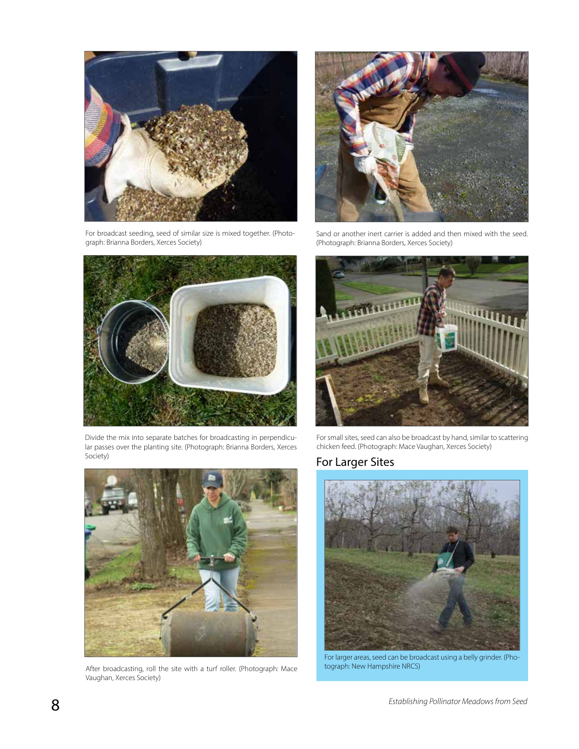For broadcast seeding, seed of similar size is mixed together. (Photograph: Brianna Borders, Xerces Society)

Sand or another inert carrier is added and then mixed with the seed. (Photograph: Brianna Borders, Xerces Society)

Divide the mix into separate batches for broadcasting in perpendicular passes over the planting site. (Photograph: Brianna Borders, Xerces Society)

For small sites, seed can also be broadcast by hand, similar to scattering chicken feed. (Photograph: Mace Vaughan, Xerces Society)

After broadcasting, roll the site with a turf roller. (Photograph: Mace Vaughan, Xerces Society)

## For Larger Sites

For larger areas, seed can be broadcast using a belly grinder. (Photograph: New Hampshire NRCS)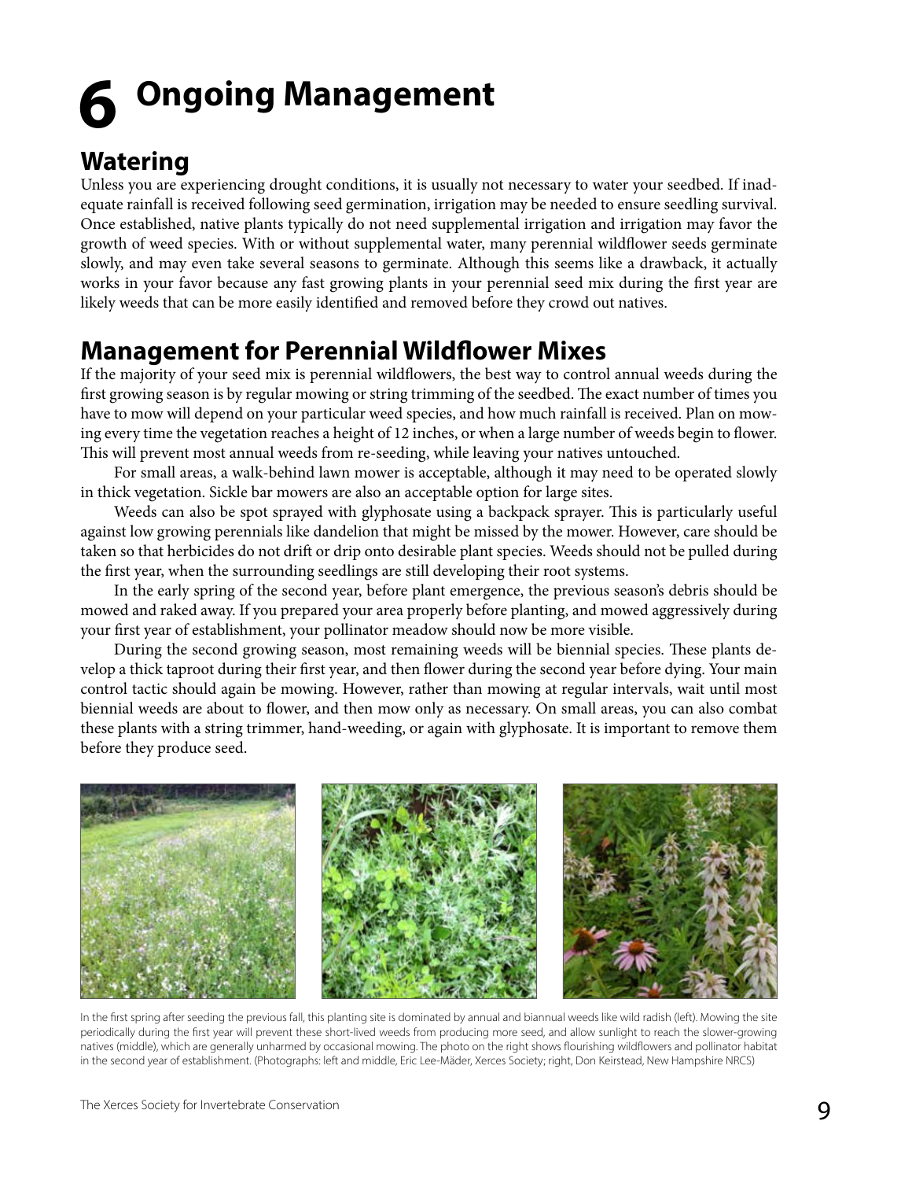# 6 Ongoing Management

## Watering

Unless you are experiencing drought conditions, it is usually not necessary to water your seedbed. If inadequate rainfall is received following seed germination, irrigation may be needed to ensure seedling survival. Once established, native plants typically do not need supplemental irrigation and irrigation may favor the growth of weed species. With or without supplemental water, many perennial wildflower seeds germinate slowly, and may even take several seasons to germinate. Although this seems like a drawback, it actually works in your favor because any fast growing plants in your perennial seed mix during the first year are likely weeds that can be more easily identified and removed before they crowd out natives.

## Management for Perennial Wildflower Mixes

If the majority of your seed mix is perennial wildflowers, the best way to control annual weeds during the first growing season is by regular mowing or string trimming of the seedbed. The exact number of times you have to mow will depend on your particular weed species, and how much rainfall is received. Plan on mowing every time the vegetation reaches a height of 12 inches, or when a large number of weeds begin to flower. This will prevent most annual weeds from re-seeding, while leaving your natives untouched.

For small areas, a walk-behind lawn mower is acceptable, although it may need to be operated slowly in thick vegetation. Sickle bar mowers are also an acceptable option for large sites.

Weeds can also be spot sprayed with glyphosate using a backpack sprayer. This is particularly useful against low growing perennials like dandelion that might be missed by the mower. However, care should be taken so that herbicides do not drift or drip onto desirable plant species. Weeds should not be pulled during the first year, when the surrounding seedlings are still developing their root systems.

In the early spring of the second year, before plant emergence, the previous season's debris should be mowed and raked away. If you prepared your area properly before planting, and mowed aggressively during your first year of establishment, your pollinator meadow should now be more visible.

During the second growing season, most remaining weeds will be biennial species. These plants develop a thick taproot during their first year, and then flower during the second year before dying. Your main control tactic should again be mowing. However, rather than mowing at regular intervals, wait until most biennial weeds are about to flower, and then mow only as necessary. On small areas, you can also combat these plants with a string trimmer, hand-weeding, or again with glyphosate. It is important to remove them before they produce seed.

In the first spring after seeding the previous fall, this planting site is dominated by annual and biannual weeds like wild radish (left). Mowing the site periodically during the first year will prevent these short-lived weeds from producing more seed, and allow sunlight to reach the slower-growing natives (middle), which are generally unharmed by occasional mowing. The photo on the right shows flourishing wildflowers and pollinator habitat in the second year of establishment. (Photographs: left and middle, Eric Lee-Mäder, Xerces Society; right, Don Keirstead, New Hampshire NRCS)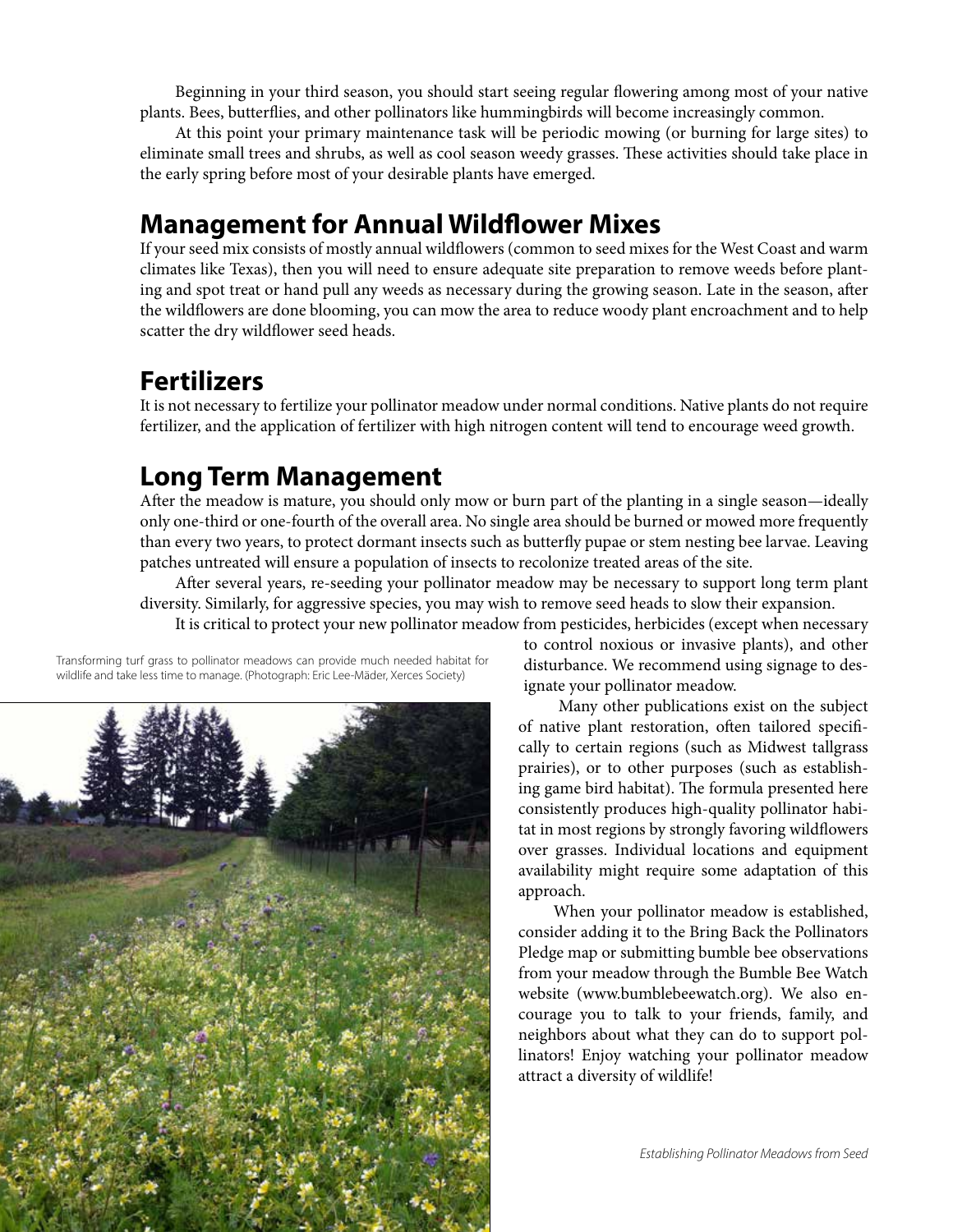Beginning in your third season, you should start seeing regular flowering among most of your native plants. Bees, butterflies, and other pollinators like hummingbirds will become increasingly common.

At this point your primary maintenance task will be periodic mowing (or burning for large sites) to eliminate small trees and shrubs, as well as cool season weedy grasses. These activities should take place in the early spring before most of your desirable plants have emerged.

## Management for Annual Wildflower Mixes

If your seed mix consists of mostly annual wildflowers (common to seed mixes for the West Coast and warm climates like Texas), then you will need to ensure adequate site preparation to remove weeds before planting and spot treat or hand pull any weeds as necessary during the growing season. Late in the season, after the wildflowers are done blooming, you can mow the area to reduce woody plant encroachment and to help scatter the dry wildflower seed heads.

## Fertilizers

It is not necessary to fertilize your pollinator meadow under normal conditions. Native plants do not require fertilizer, and the application of fertilizer with high nitrogen content will tend to encourage weed growth.

## Long Term Management

After the meadow is mature, you should only mow or burn part of the planting in a single season—ideally only one-third or one-fourth of the overall area. No single area should be burned or mowed more frequently than every two years, to protect dormant insects such as butterfly pupae or stem nesting bee larvae. Leaving patches untreated will ensure a population of insects to recolonize treated areas of the site.

After several years, re-seeding your pollinator meadow may be necessary to support long term plant diversity. Similarly, for aggressive species, you may wish to remove seed heads to slow their expansion.

It is critical to protect your new pollinator meadow from pesticides, herbicides (except when necessary to control noxious or invasive plants), and other disturbance. We recommend using signage to designate your pollinator meadow.

Transforming turf grass to pollinator meadows can provide much needed habitat for wildlife and take less time to manage. (Photograph: Eric Lee-Mäder, Xerces Society)

Many other publications exist on the subject of native plant restoration, often tailored specifically to certain regions (such as Midwest tallgrass prairies), or to other purposes (such as establishing game bird habitat). The formula presented here consistently produces high-quality pollinator habitat in most regions by strongly favoring wildflowers over grasses. Individual locations and equipment availability might require some adaptation of this approach.

When your pollinator meadow is established, consider adding it to the Bring Back the Pollinators Pledge map or submitting bumble bee observations from your meadow through the Bumble Bee Watch website (www.bumblebeewatch.org). We also encourage you to talk to your friends, family, and neighbors about what they can do to support pollinators! Enjoy watching your pollinator meadow attract a diversity of wildlife!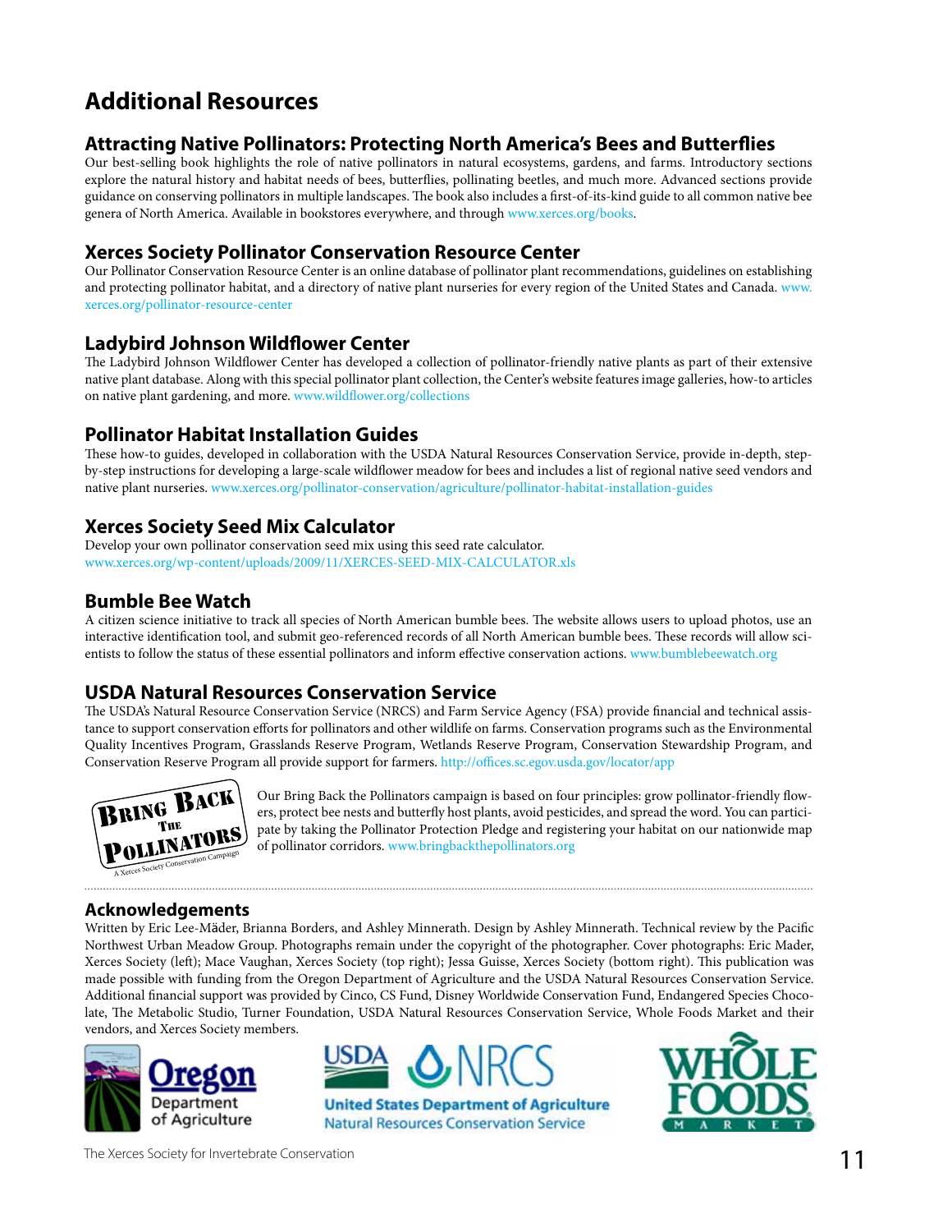# Additional Resources

## Attracting Native Pollinators: Protecting North America's Bees and Butterflies

Our best-selling book highlights the role of native pollinators in natural ecosystems, gardens, and farms. Introductory sections explore the natural history and habitat needs of bees, butterflies, pollinating beetles, and much more. Advanced sections provide guidance on conserving pollinators in multiple landscapes. The book also includes a first-of-its-kind guide to all common native bee genera of North America. Available in bookstores everywhere, and through www.xerces.org/books.

## Xerces Society Pollinator Conservation Resource Center

Our Pollinator Conservation Resource Center is an online database of pollinator plant recommendations, guidelines on establishing and protecting pollinator habitat, and a directory of native plant nurseries for every region of the United States and Canada. www.xerces.org/pollinator-resource-center

## Ladybird Johnson Wildflower Center

The Ladybird Johnson Wildflower Center has developed a collection of pollinator-friendly native plants as part of their extensive native plant database. Along with this special pollinator plant collection, the Center's website features image galleries, how-to articles on native plant gardening, and more. www.wildflower.org/collections

## Pollinator Habitat Installation Guides

These how-to guides, developed in collaboration with the USDA Natural Resources Conservation Service, provide in-depth, step-by-step instructions for developing a large-scale wildflower meadow for bees and includes a list of regional native seed vendors and native plant nurseries. www.xerces.org/pollinator-conservation/agriculture/pollinator-habitat-installation-guides

## Xerces Society Seed Mix Calculator

Develop your own pollinator conservation seed mix using this seed rate calculator.
www.xerces.org/wp-content/uploads/2009/11/XERCES-SEED-MIX-CALCULATOR.xls

## Bumble Bee Watch

A citizen science initiative to track all species of North American bumble bees. The website allows users to upload photos, use an interactive identification tool, and submit geo-referenced records of all North American bumble bees. These records will allow scientists to follow the status of these essential pollinators and inform effective conservation actions. www.bumblebeewatch.org

## USDA Natural Resources Conservation Service

The USDA's Natural Resource Conservation Service (NRCS) and Farm Service Agency (FSA) provide financial and technical assistance to support conservation efforts for pollinators and other wildlife on farms. Conservation programs such as the Environmental Quality Incentives Program, Grasslands Reserve Program, Wetlands Reserve Program, Conservation Stewardship Program, and Conservation Reserve Program all provide support for farmers. http://offices.sc.egov.usda.gov/locator/app

Bring Back The Pollinators — A Xerces Society Conservation Campaign

Our Bring Back the Pollinators campaign is based on four principles: grow pollinator-friendly flowers, protect bee nests and butterfly host plants, avoid pesticides, and spread the word. You can participate by taking the Pollinator Protection Pledge and registering your habitat on our nationwide map of pollinator corridors. www.bringbackthepollinators.org

## Acknowledgements

Written by Eric Lee-Mäder, Brianna Borders, and Ashley Minnerath. Design by Ashley Minnerath. Technical review by the Pacific Northwest Urban Meadow Group. Photographs remain under the copyright of the photographer. Cover photographs: Eric Mader, Xerces Society (left); Mace Vaughan, Xerces Society (top right); Jessa Guisse, Xerces Society (bottom right). This publication was made possible with funding from the Oregon Department of Agriculture and the USDA Natural Resources Conservation Service. Additional financial support was provided by Cinco, CS Fund, Disney Worldwide Conservation Fund, Endangered Species Chocolate, The Metabolic Studio, Turner Foundation, USDA Natural Resources Conservation Service, Whole Foods Market and their vendors, and Xerces Society members.

Oregon Department of Agriculture

USDA NRCS — United States Department of Agriculture, Natural Resources Conservation Service

Whole Foods Market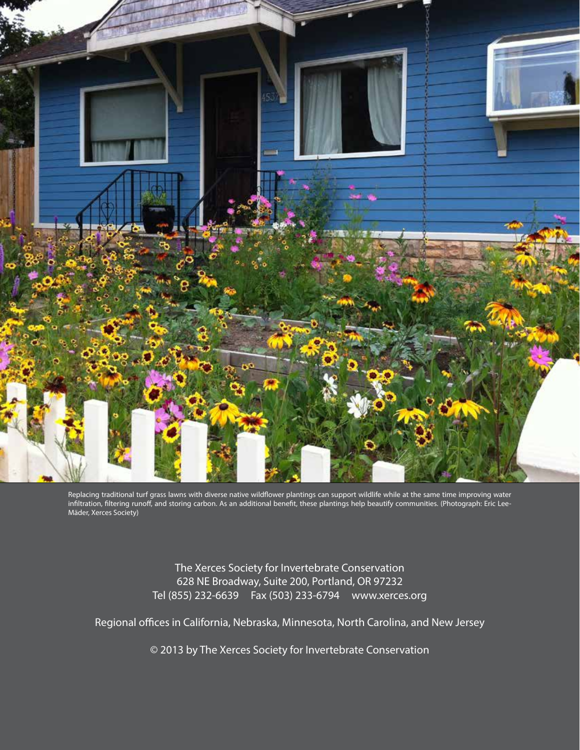Replacing traditional turf grass lawns with diverse native wildflower plantings can support wildlife while at the same time improving water infiltration, filtering runoff, and storing carbon. As an additional benefit, these plantings help beautify communities. (Photograph: Eric Lee-Mäder, Xerces Society)

The Xerces Society for Invertebrate Conservation
628 NE Broadway, Suite 200, Portland, OR 97232
Tel (855) 232-6639 Fax (503) 233-6794 www.xerces.org

Regional offices in California, Nebraska, Minnesota, North Carolina, and New Jersey

© 2013 by The Xerces Society for Invertebrate Conservation